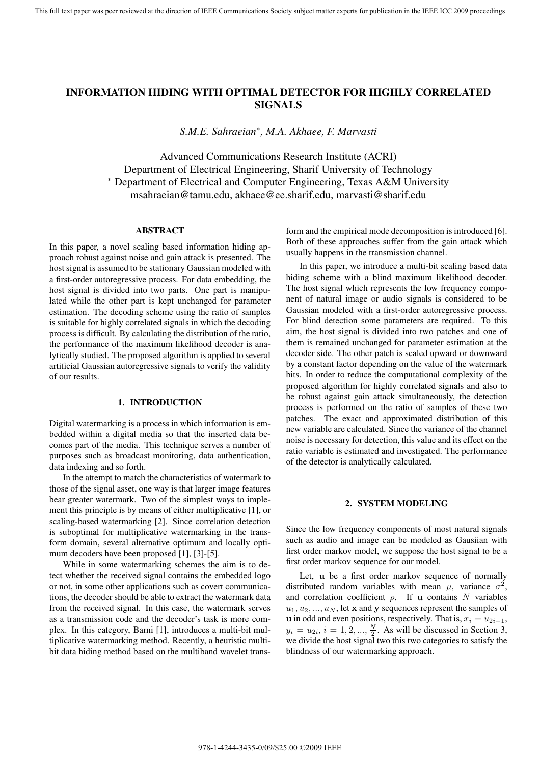# INFORMATION HIDING WITH OPTIMAL DETECTOR FOR HIGHLY CORRELATED SIGNALS

*S.M.E. Sahraeian*, M.A. Akhaee, F. Marvasti*

Advanced Communications Research Institute (ACRI)
Department of Electrical Engineering, Sharif University of Technology
* Department of Electrical and Computer Engineering, Texas A&M University
msahraeian@tamu.edu, akhaee@ee.sharif.edu, marvasti@sharif.edu

## ABSTRACT

In this paper, a novel scaling based information hiding approach robust against noise and gain attack is presented. The host signal is assumed to be stationary Gaussian modeled with a first-order autoregressive process. For data embedding, the host signal is divided into two parts. One part is manipulated while the other part is kept unchanged for parameter estimation. The decoding scheme using the ratio of samples is suitable for highly correlated signals in which the decoding process is difficult. By calculating the distribution of the ratio, the performance of the maximum likelihood decoder is analytically studied. The proposed algorithm is applied to several artificial Gaussian autoregressive signals to verify the validity of our results.

## 1. INTRODUCTION

Digital watermarking is a process in which information is embedded within a digital media so that the inserted data becomes part of the media. This technique serves a number of purposes such as broadcast monitoring, data authentication, data indexing and so forth.

In the attempt to match the characteristics of watermark to those of the signal asset, one way is that larger image features bear greater watermark. Two of the simplest ways to implement this principle is by means of either multiplicative [1], or scaling-based watermarking [2]. Since correlation detection is suboptimal for multiplicative watermarking in the transform domain, several alternative optimum and locally optimum decoders have been proposed [1], [3]-[5].

While in some watermarking schemes the aim is to detect whether the received signal contains the embedded logo or not, in some other applications such as covert communications, the decoder should be able to extract the watermark data from the received signal. In this case, the watermark serves as a transmission code and the decoder's task is more complex. In this category, Barni [1], introduces a multi-bit multiplicative watermarking method. Recently, a heuristic multi-bit data hiding method based on the multiband wavelet transform and the empirical mode decomposition is introduced [6]. Both of these approaches suffer from the gain attack which usually happens in the transmission channel.

In this paper, we introduce a multi-bit scaling based data hiding scheme with a blind maximum likelihood decoder. The host signal which represents the low frequency component of natural image or audio signals is considered to be Gaussian modeled with a first-order autoregressive process. For blind detection some parameters are required. To this aim, the host signal is divided into two patches and one of them is remained unchanged for parameter estimation at the decoder side. The other patch is scaled upward or downward by a constant factor depending on the value of the watermark bits. In order to reduce the computational complexity of the proposed algorithm for highly correlated signals and also to be robust against gain attack simultaneously, the detection process is performed on the ratio of samples of these two patches. The exact and approximated distribution of this new variable are calculated. Since the variance of the channel noise is necessary for detection, this value and its effect on the ratio variable is estimated and investigated. The performance of the detector is analytically calculated.

## 2. SYSTEM MODELING

Since the low frequency components of most natural signals such as audio and image can be modeled as Gausiian with first order markov model, we suppose the host signal to be a first order markov sequence for our model.

Let, $\mathbf{u}$ be a first order markov sequence of normally distributed random variables with mean $\mu$, variance $\sigma^2$, and correlation coefficient $\rho$. If $\mathbf{u}$ contains $N$ variables $u_1, u_2, ..., u_N$, let $\mathbf{x}$ and $\mathbf{y}$ sequences represent the samples of $\mathbf{u}$ in odd and even positions, respectively. That is, $x_i = u_{2i-1}$, $y_i = u_{2i}$, $i = 1, 2, ..., \frac{N}{2}$. As will be discussed in Section 3, we divide the host signal two this two categories to satisfy the blindness of our watermarking approach.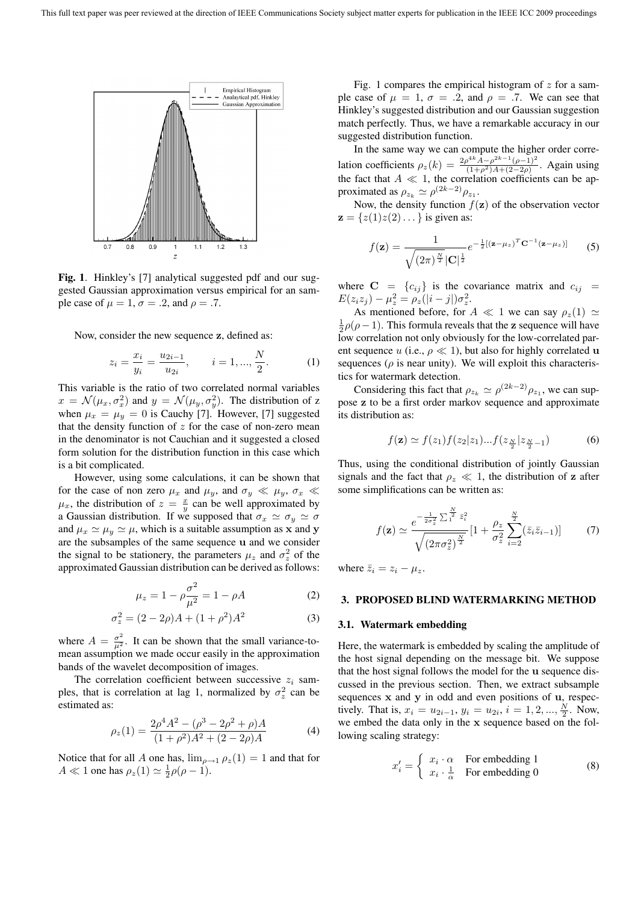**Fig. 1**. Hinkley's [7] analytical suggested pdf and our suggested Gaussian approximation versus empirical for an sample case of $\mu = 1$, $\sigma = .2$, and $\rho = .7$.

Now, consider the new sequence $\mathbf{z}$, defined as:

$$z_i = \frac{x_i}{y_i} = \frac{u_{2i-1}}{u_{2i}}, \qquad i = 1, ..., \frac{N}{2}. \tag{1}$$

This variable is the ratio of two correlated normal variables $x = \mathcal{N}(\mu_x, \sigma_x^2)$ and $y = \mathcal{N}(\mu_y, \sigma_y^2)$. The distribution of z when $\mu_x = \mu_y = 0$ is Cauchy [7]. However, [7] suggested that the density function of $z$ for the case of non-zero mean in the denominator is not Cauchian and it suggested a closed form solution for the distribution function in this case which is a bit complicated.

However, using some calculations, it can be shown that for the case of non zero $\mu_x$ and $\mu_y$, and $\sigma_y \ll \mu_y$, $\sigma_x \ll \mu_x$, the distribution of $z = \frac{x}{y}$ can be well approximated by a Gaussian distribution. If we supposed that $\sigma_x \simeq \sigma_y \simeq \sigma$ and $\mu_x \simeq \mu_y \simeq \mu$, which is a suitable assumption as $\mathbf{x}$ and $\mathbf{y}$ are the subsamples of the same sequence $\mathbf{u}$ and we consider the signal to be stationery, the parameters $\mu_z$ and $\sigma_z^2$ of the approximated Gaussian distribution can be derived as follows:

$$\mu_z = 1 - \rho\frac{\sigma^2}{\mu^2} = 1 - \rho A \tag{2}$$

$$\sigma_z^2 = (2 - 2\rho)A + (1 + \rho^2)A^2 \tag{3}$$

where $A = \frac{\sigma^2}{\mu^2}$. It can be shown that the small variance-to-mean assumption we made occur easily in the approximation bands of the wavelet decomposition of images.

The correlation coefficient between successive $z_i$ samples, that is correlation at lag 1, normalized by $\sigma_z^2$ can be estimated as:

$$\rho_z(1) = \frac{2\rho^4 A^2 - (\rho^3 - 2\rho^2 + \rho)A}{(1 + \rho^2)A^2 + (2 - 2\rho)A} \tag{4}$$

Notice that for all $A$ one has, $\lim_{\rho \to 1} \rho_z(1) = 1$ and that for $A \ll 1$ one has $\rho_z(1) \simeq \frac{1}{2}\rho(\rho - 1)$.

Fig. 1 compares the empirical histogram of $z$ for a sample case of $\mu = 1$, $\sigma = .2$, and $\rho = .7$. We can see that Hinkley's suggested distribution and our Gaussian suggestion match perfectly. Thus, we have a remarkable accuracy in our suggested distribution function.

In the same way we can compute the higher order correlation coefficients $\rho_z(k) = \frac{2\rho^{4k}A - \rho^{2k-1}(\rho-1)^2}{(1+\rho^2)A + (2-2\rho)}$. Again using the fact that $A \ll 1$, the correlation coefficients can be approximated as $\rho_{z_k} \simeq \rho^{(2k-2)}\rho_{z_1}$.

Now, the density function $f(\mathbf{z})$ of the observation vector $\mathbf{z} = \{z(1)z(2)\dots\}$ is given as:

$$f(\mathbf{z}) = \frac{1}{\sqrt{(2\pi)^{\frac{N}{2}}}|\mathbf{C}|^{\frac{1}{2}}} e^{-\frac{1}{2}[(\mathbf{z}-\mu_z)^T \mathbf{C}^{-1}(\mathbf{z}-\mu_z)]} \tag{5}$$

where $\mathbf{C} = \{c_{ij}\}$ is the covariance matrix and $c_{ij} = E(z_i z_j) - \mu_z^2 = \rho_z(|i-j|)\sigma_z^2$.

As mentioned before, for $A \ll 1$ we can say $\rho_z(1) \simeq \frac{1}{2}\rho(\rho - 1)$. This formula reveals that the $\mathbf{z}$ sequence will have low correlation not only obviously for the low-correlated parent sequence $u$ (i.e., $\rho \ll 1$), but also for highly correlated $\mathbf{u}$ sequences ($\rho$ is near unity). We will exploit this characteristics for watermark detection.

Considering this fact that $\rho_{z_k} \simeq \rho^{(2k-2)}\rho_{z_1}$, we can suppose $\mathbf{z}$ to be a first order markov sequence and approximate its distribution as:

$$f(\mathbf{z}) \simeq f(z_1)f(z_2|z_1)...f(z_{\frac{N}{2}}|z_{\frac{N}{2}-1}) \tag{6}$$

Thus, using the conditional distribution of jointly Gaussian signals and the fact that $\rho_z \ll 1$, the distribution of $\mathbf{z}$ after some simplifications can be written as:

$$f(\mathbf{z}) \simeq \frac{e^{-\frac{1}{2\sigma_z^2}\sum_1^{\frac{N}{2}} \bar{z}_i^2}}{\sqrt{(2\pi\sigma_z^2)^{\frac{N}{2}}}}[1 + \frac{\rho_z}{\sigma_z^2}\sum_{i=2}^{\frac{N}{2}}(\bar{z}_i \bar{z}_{i-1})] \tag{7}$$

where $\bar{z}_i = z_i - \mu_z$.

## 3. PROPOSED BLIND WATERMARKING METHOD

### 3.1. Watermark embedding

Here, the watermark is embedded by scaling the amplitude of the host signal depending on the message bit. We suppose that the host signal follows the model for the $\mathbf{u}$ sequence discussed in the previous section. Then, we extract subsample sequences $\mathbf{x}$ and $\mathbf{y}$ in odd and even positions of $\mathbf{u}$, respectively. That is, $x_i = u_{2i-1}$, $y_i = u_{2i}$, $i = 1, 2, ..., \frac{N}{2}$. Now, we embed the data only in the $\mathbf{x}$ sequence based on the following scaling strategy:

$$x'_i = \begin{cases} x_i \cdot \alpha & \text{For embedding 1} \\ x_i \cdot \frac{1}{\alpha} & \text{For embedding 0} \end{cases} \tag{8}$$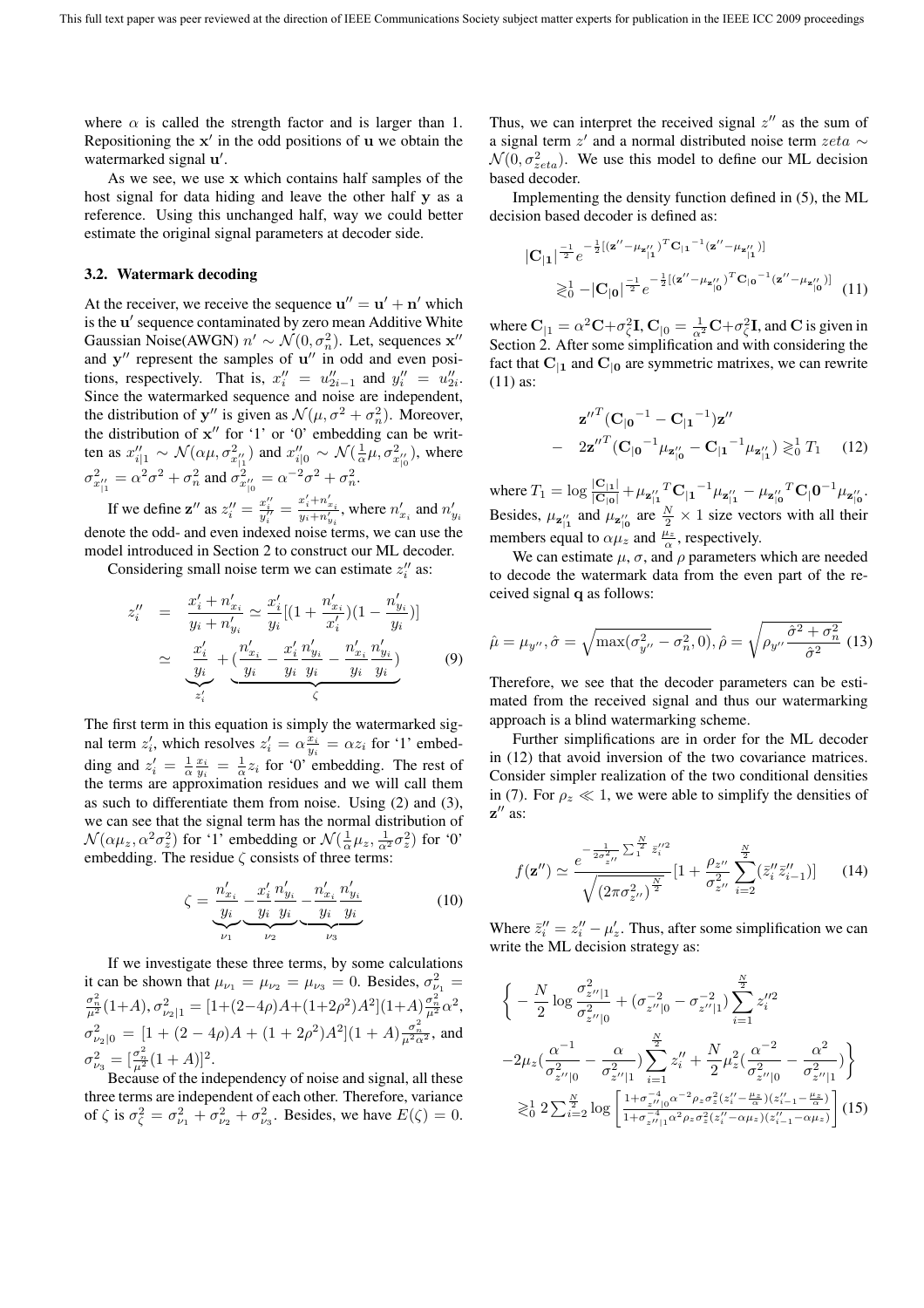where $\alpha$ is called the strength factor and is larger than 1. Repositioning the $\mathbf{x}'$ in the odd positions of $\mathbf{u}$ we obtain the watermarked signal $\mathbf{u}'$.

As we see, we use $\mathbf{x}$ which contains half samples of the host signal for data hiding and leave the other half $\mathbf{y}$ as a reference. Using this unchanged half, way we could better estimate the original signal parameters at decoder side.

### 3.2. Watermark decoding

At the receiver, we receive the sequence $\mathbf{u}'' = \mathbf{u}' + \mathbf{n}'$ which is the $\mathbf{u}'$ sequence contaminated by zero mean Additive White Gaussian Noise(AWGN) $n' \sim \mathcal{N}(0, \sigma_n^2)$. Let, sequences $\mathbf{x}''$ and $\mathbf{y}''$ represent the samples of $\mathbf{u}''$ in odd and even positions, respectively. That is, $x_i'' = u_{2i-1}''$ and $y_i'' = u_{2i}''$. Since the watermarked sequence and noise are independent, the distribution of $\mathbf{y}''$ is given as $\mathcal{N}(\mu, \sigma^2 + \sigma_n^2)$. Moreover, the distribution of $\mathbf{x}''$ for '1' or '0' embedding can be written as $x_{i|1}'' \sim \mathcal{N}(\alpha\mu, \sigma_{x_{|1}''}^2)$ and $x_{i|0}'' \sim \mathcal{N}(\frac{1}{\alpha}\mu, \sigma_{x_{|0}''}^2)$, where $\sigma_{x_{|1}''}^2 = \alpha^2\sigma^2 + \sigma_n^2$ and $\sigma_{x_{|0}''}^2 = \alpha^{-2}\sigma^2 + \sigma_n^2$.

If we define $\mathbf{z}''$ as $z_i'' = \frac{x_i''}{y_i''} = \frac{x_i' + n_{x_i}'}{y_i + n_{y_i}'}$, where $n_{x_i}'$ and $n_{y_i}'$ denote the odd- and even indexed noise terms, we can use the model introduced in Section 2 to construct our ML decoder.

Considering small noise term we can estimate $z_i''$ as:

$$
\begin{aligned}
z_i'' &= \frac{x_i' + n_{x_i}'}{y_i + n_{y_i}'} \simeq \frac{x_i'}{y_i}[(1 + \frac{n_{x_i}'}{x_i'})(1 - \frac{n_{y_i}'}{y_i})] \\
&\simeq \underbrace{\frac{x_i'}{y_i}}_{z_i'} + \underbrace{(\frac{n_{x_i}'}{y_i} - \frac{x_i'}{y_i}\frac{n_{y_i}'}{y_i} - \frac{n_{x_i}'}{y_i}\frac{n_{y_i}'}{y_i})}_{\zeta}
\end{aligned} \tag{9}
$$

The first term in this equation is simply the watermarked signal term $z_i'$, which resolves $z_i' = \alpha\frac{x_i}{y_i} = \alpha z_i$ for '1' embedding and $z_i' = \frac{1}{\alpha}\frac{x_i}{y_i} = \frac{1}{\alpha}z_i$ for '0' embedding. The rest of the terms are approximation residues and we will call them as such to differentiate them from noise. Using (2) and (3), we can see that the signal term has the normal distribution of $\mathcal{N}(\alpha\mu_z, \alpha^2\sigma_z^2)$ for '1' embedding or $\mathcal{N}(\frac{1}{\alpha}\mu_z, \frac{1}{\alpha^2}\sigma_z^2)$ for '0' embedding. The residue $\zeta$ consists of three terms:

$$
\zeta = \underbrace{\frac{n_{x_i}'}{y_i}}_{\nu_1} - \underbrace{\frac{x_i'}{y_i}\frac{n_{y_i}'}{y_i}}_{\nu_2} - \underbrace{\frac{n_{x_i}'}{y_i}\frac{n_{y_i}'}{y_i}}_{\nu_3} \tag{10}
$$

If we investigate these three terms, by some calculations it can be shown that $\mu_{\nu_1} = \mu_{\nu_2} = \mu_{\nu_3} = 0$. Besides, $\sigma_{\nu_1}^2 = \frac{\sigma_n^2}{\mu^2}(1+A)$, $\sigma_{\nu_2|1}^2 = [1+(2-4\rho)A+(1+2\rho^2)A^2](1+A)\frac{\sigma_n^2}{\mu^2}\alpha^2$, $\sigma_{\nu_2|0}^2 = [1 + (2-4\rho)A + (1+2\rho^2)A^2](1+A)\frac{\sigma_n^2}{\mu^2\alpha^2}$, and $\sigma_{\nu_3}^2 = [\frac{\sigma_n^2}{\mu^2}(1+A)]^2$.

Because of the independency of noise and signal, all these three terms are independent of each other. Therefore, variance of $\zeta$ is $\sigma_\zeta^2 = \sigma_{\nu_1}^2 + \sigma_{\nu_2}^2 + \sigma_{\nu_3}^2$. Besides, we have $E(\zeta) = 0$. Thus, we can interpret the received signal $z''$ as the sum of a signal term $z'$ and a normal distributed noise term $zeta \sim \mathcal{N}(0, \sigma_{zeta}^2)$. We use this model to define our ML decision based decoder.

Implementing the density function defined in (5), the ML decision based decoder is defined as:

$$
\begin{aligned}
&|\mathbf{C}_{|\mathbf{1}}|^{\frac{-1}{2}} e^{-\frac{1}{2}[(\mathbf{z}'' - \mu_{\mathbf{z}_{|1}''})^T \mathbf{C}_{|1}{}^{-1}(\mathbf{z}'' - \mu_{\mathbf{z}_{|1}''})]} \\
&\gtrless_0^1 -|\mathbf{C}_{|\mathbf{0}}|^{\frac{-1}{2}} e^{-\frac{1}{2}[(\mathbf{z}'' - \mu_{\mathbf{z}_{|0}''})^T \mathbf{C}_{|0}{}^{-1}(\mathbf{z}'' - \mu_{\mathbf{z}_{|0}''})]}
\end{aligned} \tag{11}
$$

where $\mathbf{C}_{|1} = \alpha^2\mathbf{C} + \sigma_\zeta^2\mathbf{I}$, $\mathbf{C}_{|0} = \frac{1}{\alpha^2}\mathbf{C} + \sigma_\zeta^2\mathbf{I}$, and $\mathbf{C}$ is given in Section 2. After some simplification and with considering the fact that $\mathbf{C}_{|\mathbf{1}}$ and $\mathbf{C}_{|\mathbf{0}}$ are symmetric matrixes, we can rewrite (11) as:

$$
\begin{aligned}
&\mathbf{z}''^T(\mathbf{C}_{|\mathbf{0}}{}^{-1} - \mathbf{C}_{|\mathbf{1}}{}^{-1})\mathbf{z}'' \\
- \;& 2\mathbf{z}''^T(\mathbf{C}_{|\mathbf{0}}{}^{-1}\mu_{\mathbf{z}_{|0}''} - \mathbf{C}_{|\mathbf{1}}{}^{-1}\mu_{\mathbf{z}_{|1}''}) \gtrless_0^1 T_1
\end{aligned} \tag{12}
$$

where $T_1 = \log\frac{|\mathbf{C}_{|\mathbf{1}}|}{|\mathbf{C}_{|\mathbf{0}}|} + \mu_{\mathbf{z}_{|1}''}{}^T\mathbf{C}_{|\mathbf{1}}{}^{-1}\mu_{\mathbf{z}_{|1}''} - \mu_{\mathbf{z}_{|0}''}{}^T\mathbf{C}_{|}\mathbf{0}^{-1}\mu_{\mathbf{z}_{|0}''}$. Besides, $\mu_{\mathbf{z}_{|1}''}$ and $\mu_{\mathbf{z}_{|0}''}$ are $\frac{N}{2} \times 1$ size vectors with all their members equal to $\alpha\mu_z$ and $\frac{\mu_z}{\alpha}$, respectively.

We can estimate $\mu$, $\sigma$, and $\rho$ parameters which are needed to decode the watermark data from the even part of the received signal $\mathbf{q}$ as follows:

$$
\hat{\mu} = \mu_{y''}, \hat{\sigma} = \sqrt{\max(\sigma_{y''}^2 - \sigma_n^2, 0)}, \hat{\rho} = \sqrt{\rho_{y''}\frac{\hat{\sigma}^2 + \sigma_n^2}{\hat{\sigma}^2}} \tag{13}
$$

Therefore, we see that the decoder parameters can be estimated from the received signal and thus our watermarking approach is a blind watermarking scheme.

Further simplifications are in order for the ML decoder in (12) that avoid inversion of the two covariance matrices. Consider simpler realization of the two conditional densities in (7). For $\rho_z \ll 1$, we were able to simplify the densities of $\mathbf{z}''$ as:

$$
f(\mathbf{z}'') \simeq \frac{e^{-\frac{1}{2\sigma_{z''}^2}\sum_1^{\frac{N}{2}}\bar{z}_i''^2}}{\sqrt{(2\pi\sigma_{z''}^2)^{\frac{N}{2}}}}[1 + \frac{\rho_{z''}}{\sigma_{z''}^2}\sum_{i=2}^{\frac{N}{2}}(\bar{z}_i''\bar{z}_{i-1}'')] \tag{14}
$$

Where $\bar{z}_i'' = z_i'' - \mu_z'$. Thus, after some simplification we can write the ML decision strategy as:

$$
\begin{aligned}
&\Bigg\{ -\frac{N}{2}\log\frac{\sigma_{z''|1}^2}{\sigma_{z''|0}^2} + (\sigma_{z''|0}^{-2} - \sigma_{z''|1}^{-2})\sum_{i=1}^{\frac{N}{2}} z_i''^2 \\
&-2\mu_z(\frac{\alpha^{-1}}{\sigma_{z''|0}^2} - \frac{\alpha}{\sigma_{z''|1}^2})\sum_{i=1}^{\frac{N}{2}} z_i'' + \frac{N}{2}\mu_z^2(\frac{\alpha^{-2}}{\sigma_{z''|0}^2} - \frac{\alpha^2}{\sigma_{z''|1}^2})\Bigg\} \\
&\gtrless_0^1 2\sum_{i=2}^{\frac{N}{2}}\log\left[\frac{1 + \sigma_{z''|0}^{-4}\alpha^{-2}\rho_z\sigma_z^2(z_i'' - \frac{\mu_z}{\alpha})(z_{i-1}'' - \frac{\mu_z}{\alpha})}{1 + \sigma_{z''|1}^{-4}\alpha^2\rho_z\sigma_z^2(z_i'' - \alpha\mu_z)(z_{i-1}'' - \alpha\mu_z)}\right]
\end{aligned} \tag{15}
$$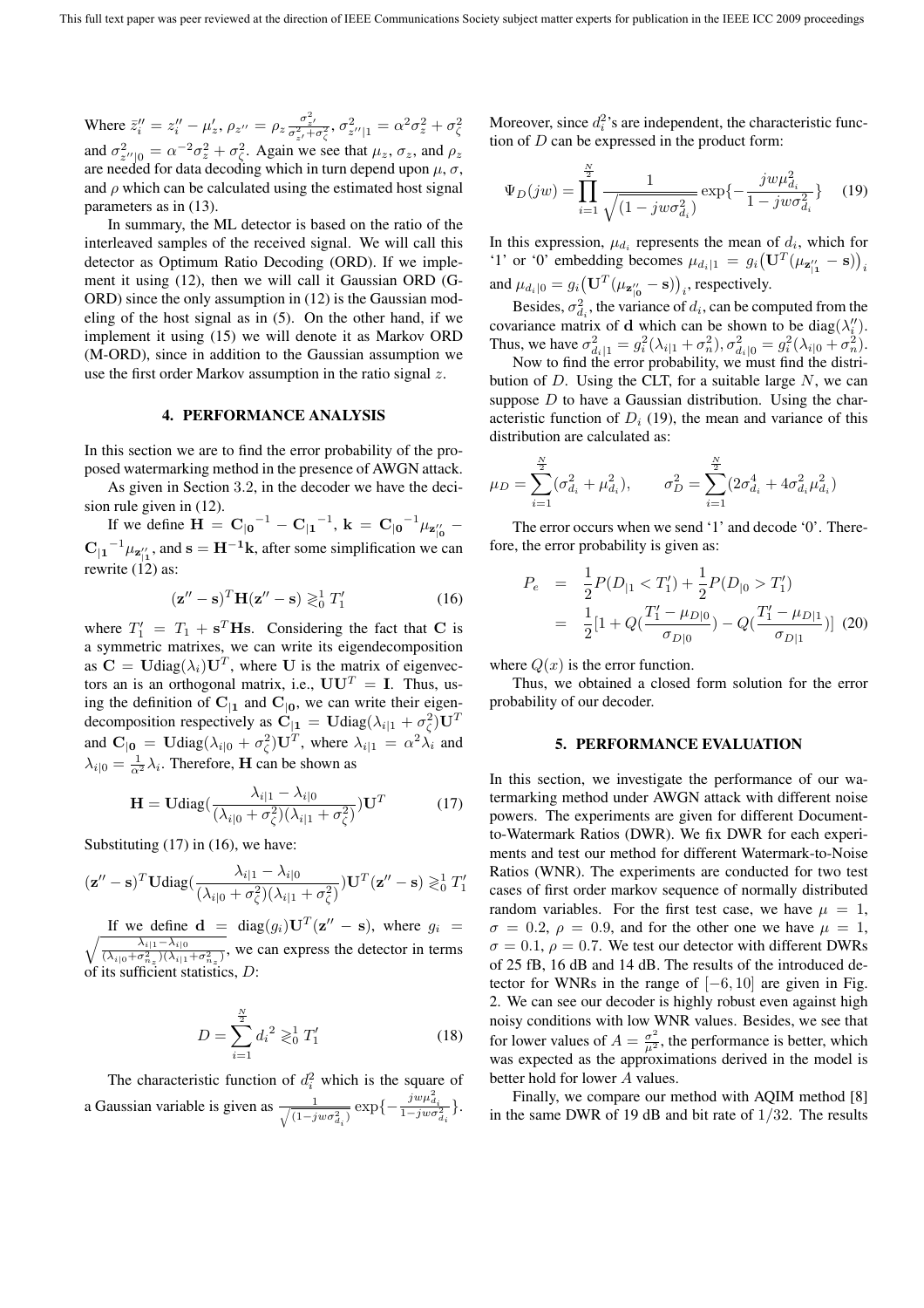Where $\bar{z}_i'' = z_i'' - \mu_z'$, $\rho_{z''} = \rho_z \frac{\sigma_{z'}^2}{\sigma_{z'}^2 + \sigma_\zeta^2}$, $\sigma_{z''|1}^2 = \alpha^2 \sigma_z^2 + \sigma_\zeta^2$ and $\sigma_{z''|0}^2 = \alpha^{-2}\sigma_z^2 + \sigma_\zeta^2$. Again we see that $\mu_z$, $\sigma_z$, and $\rho_z$ are needed for data decoding which in turn depend upon $\mu$, $\sigma$, and $\rho$ which can be calculated using the estimated host signal parameters as in (13).

In summary, the ML detector is based on the ratio of the interleaved samples of the received signal. We will call this detector as Optimum Ratio Decoding (ORD). If we implement it using (12), then we will call it Gaussian ORD (G-ORD) since the only assumption in (12) is the Gaussian modeling of the host signal as in (5). On the other hand, if we implement it using (15) we will denote it as Markov ORD (M-ORD), since in addition to the Gaussian assumption we use the first order Markov assumption in the ratio signal $z$.

## 4. PERFORMANCE ANALYSIS

In this section we are to find the error probability of the proposed watermarking method in the presence of AWGN attack.

As given in Section 3.2, in the decoder we have the decision rule given in (12).

If we define $\mathbf{H} = \mathbf{C}_{|\mathbf{0}}{}^{-1} - \mathbf{C}_{|\mathbf{1}}{}^{-1}$, $\mathbf{k} = \mathbf{C}_{|\mathbf{0}}{}^{-1}\mu_{\mathbf{z}''_{|\mathbf{0}}} - \mathbf{C}_{|\mathbf{1}}{}^{-1}\mu_{\mathbf{z}''_{|\mathbf{1}}}$, and $\mathbf{s} = \mathbf{H}^{-1}\mathbf{k}$, after some simplification we can rewrite (12) as:

$$(\mathbf{z}'' - \mathbf{s})^T \mathbf{H} (\mathbf{z}'' - \mathbf{s}) \gtrless_0^1 T_1' \tag{16}$$

where $T_1' = T_1 + \mathbf{s}^T\mathbf{H}\mathbf{s}$. Considering the fact that $\mathbf{C}$ is a symmetric matrixes, we can write its eigendecomposition as $\mathbf{C} = \mathbf{U}\text{diag}(\lambda_i)\mathbf{U}^T$, where $\mathbf{U}$ is the matrix of eigenvectors an is an orthogonal matrix, i.e., $\mathbf{U}\mathbf{U}^T = \mathbf{I}$. Thus, using the definition of $\mathbf{C}_{|\mathbf{1}}$ and $\mathbf{C}_{|\mathbf{0}}$, we can write their eigendecomposition respectively as $\mathbf{C}_{|\mathbf{1}} = \mathbf{U}\text{diag}(\lambda_{i|1} + \sigma_\zeta^2)\mathbf{U}^T$ and $\mathbf{C}_{|\mathbf{0}} = \mathbf{U}\text{diag}(\lambda_{i|0} + \sigma_\zeta^2)\mathbf{U}^T$, where $\lambda_{i|1} = \alpha^2\lambda_i$ and $\lambda_{i|0} = \frac{1}{\alpha^2}\lambda_i$. Therefore, $\mathbf{H}$ can be shown as

$$\mathbf{H} = \mathbf{U}\text{diag}\left(\frac{\lambda_{i|1} - \lambda_{i|0}}{(\lambda_{i|0} + \sigma_\zeta^2)(\lambda_{i|1} + \sigma_\zeta^2)}\right)\mathbf{U}^T \tag{17}$$

Substituting (17) in (16), we have:

$$(\mathbf{z}'' - \mathbf{s})^T \mathbf{U}\text{diag}\left(\frac{\lambda_{i|1} - \lambda_{i|0}}{(\lambda_{i|0} + \sigma_\zeta^2)(\lambda_{i|1} + \sigma_\zeta^2)}\right)\mathbf{U}^T (\mathbf{z}'' - \mathbf{s}) \gtrless_0^1 T_1'$$

If we define $\mathbf{d} = \text{diag}(g_i)\mathbf{U}^T(\mathbf{z}'' - \mathbf{s})$, where $g_i = \sqrt{\frac{\lambda_{i|1} - \lambda_{i|0}}{(\lambda_{i|0} + \sigma_{n_z}^2)(\lambda_{i|1} + \sigma_{n_z}^2)}}$, we can express the detector in terms of its sufficient statistics, $D$:

$$D = \sum_{i=1}^{\frac{N}{2}} {d_i}^2 \gtrless_0^1 T_1' \tag{18}$$

The characteristic function of $d_i^2$ which is the square of a Gaussian variable is given as $\frac{1}{\sqrt{(1 - jw\sigma_{d_i}^2)}} \exp\{-\frac{jw\mu_{d_i}^2}{1 - jw\sigma_{d_i}^2}\}$. Moreover, since $d_i^2$'s are independent, the characteristic function of $D$ can be expressed in the product form:

$$\Psi_D(jw) = \prod_{i=1}^{\frac{N}{2}} \frac{1}{\sqrt{(1 - jw\sigma_{d_i}^2)}} \exp\{-\frac{jw\mu_{d_i}^2}{1 - jw\sigma_{d_i}^2}\} \tag{19}$$

In this expression, $\mu_{d_i}$ represents the mean of $d_i$, which for '1' or '0' embedding becomes $\mu_{d_i|1} = g_i\big(\mathbf{U}^T(\mu_{\mathbf{z}''_{|\mathbf{1}}} - \mathbf{s})\big)_i$ and $\mu_{d_i|0} = g_i\big(\mathbf{U}^T(\mu_{\mathbf{z}''_{|\mathbf{0}}} - \mathbf{s})\big)_i$, respectively.

Besides, $\sigma_{d_i}^2$, the variance of $d_i$, can be computed from the covariance matrix of $\mathbf{d}$ which can be shown to be $\text{diag}(\lambda_i'')$. Thus, we have $\sigma_{d_i|1}^2 = g_i^2(\lambda_{i|1} + \sigma_n^2)$, $\sigma_{d_i|0}^2 = g_i^2(\lambda_{i|0} + \sigma_n^2)$.

Now to find the error probability, we must find the distribution of $D$. Using the CLT, for a suitable large $N$, we can suppose $D$ to have a Gaussian distribution. Using the characteristic function of $D_i$ (19), the mean and variance of this distribution are calculated as:

$$\mu_D = \sum_{i=1}^{\frac{N}{2}} (\sigma_{d_i}^2 + \mu_{d_i}^2), \qquad \sigma_D^2 = \sum_{i=1}^{\frac{N}{2}} (2\sigma_{d_i}^4 + 4\sigma_{d_i}^2\mu_{d_i}^2)$$

The error occurs when we send '1' and decode '0'. Therefore, the error probability is given as:

$$\begin{aligned} P_e &= \frac{1}{2}P(D_{|1} < T_1') + \frac{1}{2}P(D_{|0} > T_1') \\ &= \frac{1}{2}[1 + Q(\frac{T_1' - \mu_{D|0}}{\sigma_{D|0}}) - Q(\frac{T_1' - \mu_{D|1}}{\sigma_{D|1}})] \end{aligned} \tag{20}$$

where $Q(x)$ is the error function.

Thus, we obtained a closed form solution for the error probability of our decoder.

## 5. PERFORMANCE EVALUATION

In this section, we investigate the performance of our watermarking method under AWGN attack with different noise powers. The experiments are given for different Document-to-Watermark Ratios (DWR). We fix DWR for each experiments and test our method for different Watermark-to-Noise Ratios (WNR). The experiments are conducted for two test cases of first order markov sequence of normally distributed random variables. For the first test case, we have $\mu = 1$, $\sigma = 0.2$, $\rho = 0.9$, and for the other one we have $\mu = 1$, $\sigma = 0.1$, $\rho = 0.7$. We test our detector with different DWRs of 25 fB, 16 dB and 14 dB. The results of the introduced detector for WNRs in the range of $[-6, 10]$ are given in Fig. 2. We can see our decoder is highly robust even against high noisy conditions with low WNR values. Besides, we see that for lower values of $A = \frac{\sigma^2}{\mu^2}$, the performance is better, which was expected as the approximations derived in the model is better hold for lower $A$ values.

Finally, we compare our method with AQIM method [8] in the same DWR of 19 dB and bit rate of $1/32$. The results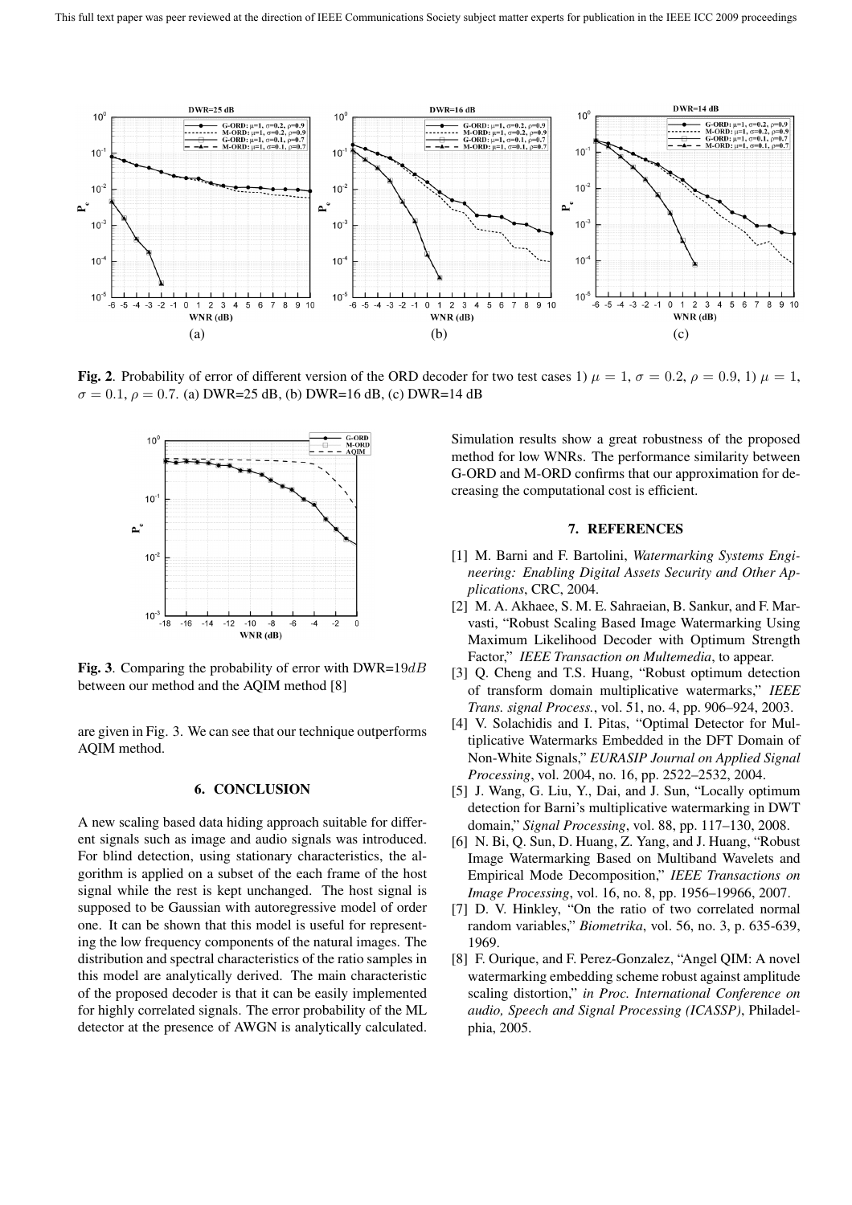DWR=25 dB

G-ORD: μ=1, σ=0.2, ρ=0.9
M-ORD: μ=1, σ=0.2, ρ=0.9
G-ORD: μ=1, σ=0.1, ρ=0.7
M-ORD: μ=1, σ=0.1, ρ=0.7

$P_e$

WNR (dB)

(a)

DWR=16 dB

G-ORD: μ=1, σ=0.2, ρ=0.9
M-ORD: μ=1, σ=0.2, ρ=0.9
G-ORD: μ=1, σ=0.1, ρ=0.7
M-ORD: μ=1, σ=0.1, ρ=0.7

$P_e$

WNR (dB)

(b)

DWR=14 dB

G-ORD: μ=1, σ=0.2, ρ=0.9
M-ORD: μ=1, σ=0.2, ρ=0.9
G-ORD: μ=1, σ=0.1, ρ=0.7
M-ORD: μ=1, σ=0.1, ρ=0.7

$P_e$

WNR (dB)

(c)

**Fig. 2**. Probability of error of different version of the ORD decoder for two test cases 1) $\mu = 1$, $\sigma = 0.2$, $\rho = 0.9$, 1) $\mu = 1$, $\sigma = 0.1$, $\rho = 0.7$. (a) DWR=25 dB, (b) DWR=16 dB, (c) DWR=14 dB

G-ORD
M-ORD
AQIM

$P_e$

WNR (dB)

**Fig. 3**. Comparing the probability of error with DWR=$19dB$ between our method and the AQIM method [8]

are given in Fig. 3. We can see that our technique outperforms AQIM method.

## 6. CONCLUSION

A new scaling based data hiding approach suitable for different signals such as image and audio signals was introduced. For blind detection, using stationary characteristics, the algorithm is applied on a subset of the each frame of the host signal while the rest is kept unchanged. The host signal is supposed to be Gaussian with autoregressive model of order one. It can be shown that this model is useful for representing the low frequency components of the natural images. The distribution and spectral characteristics of the ratio samples in this model are analytically derived. The main characteristic of the proposed decoder is that it can be easily implemented for highly correlated signals. The error probability of the ML detector at the presence of AWGN is analytically calculated. Simulation results show a great robustness of the proposed method for low WNRs. The performance similarity between G-ORD and M-ORD confirms that our approximation for decreasing the computational cost is efficient.

## 7. REFERENCES

[1] M. Barni and F. Bartolini, *Watermarking Systems Engineering: Enabling Digital Assets Security and Other Applications*, CRC, 2004.

[2] M. A. Akhaee, S. M. E. Sahraeian, B. Sankur, and F. Marvasti, "Robust Scaling Based Image Watermarking Using Maximum Likelihood Decoder with Optimum Strength Factor," *IEEE Transaction on Multemedia*, to appear.

[3] Q. Cheng and T.S. Huang, "Robust optimum detection of transform domain multiplicative watermarks," *IEEE Trans. signal Process.*, vol. 51, no. 4, pp. 906–924, 2003.

[4] V. Solachidis and I. Pitas, "Optimal Detector for Multiplicative Watermarks Embedded in the DFT Domain of Non-White Signals," *EURASIP Journal on Applied Signal Processing*, vol. 2004, no. 16, pp. 2522–2532, 2004.

[5] J. Wang, G. Liu, Y., Dai, and J. Sun, "Locally optimum detection for Barni's multiplicative watermarking in DWT domain," *Signal Processing*, vol. 88, pp. 117–130, 2008.

[6] N. Bi, Q. Sun, D. Huang, Z. Yang, and J. Huang, "Robust Image Watermarking Based on Multiband Wavelets and Empirical Mode Decomposition," *IEEE Transactions on Image Processing*, vol. 16, no. 8, pp. 1956–19966, 2007.

[7] D. V. Hinkley, "On the ratio of two correlated normal random variables," *Biometrika*, vol. 56, no. 3, p. 635-639, 1969.

[8] F. Ourique, and F. Perez-Gonzalez, "Angel QIM: A novel watermarking embedding scheme robust against amplitude scaling distortion," *in Proc. International Conference on audio, Speech and Signal Processing (ICASSP)*, Philadelphia, 2005.